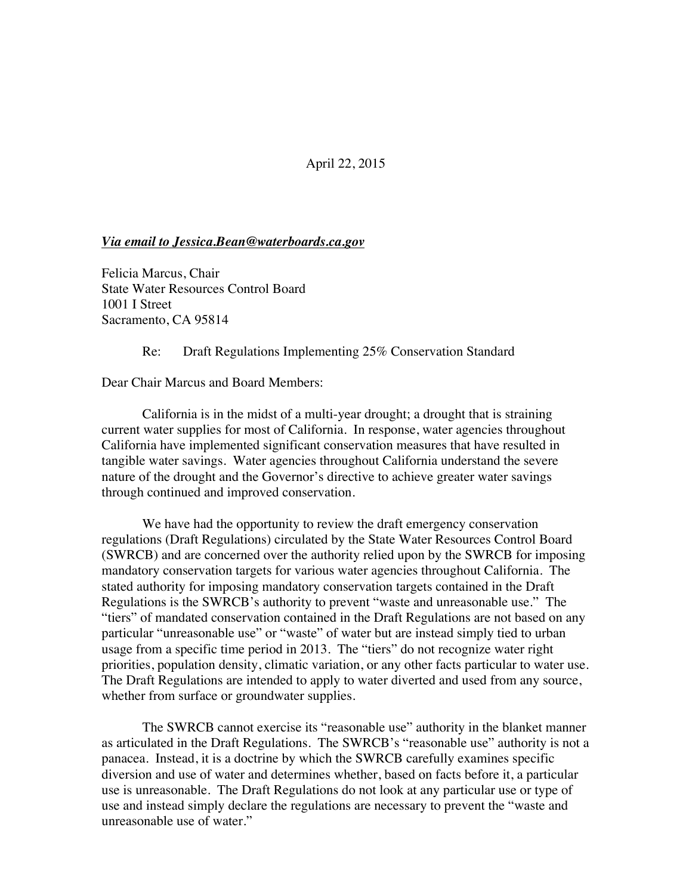April 22, 2015

***Via email to Jessica.Bean@waterboards.ca.gov***

Felicia Marcus, Chair
State Water Resources Control Board
1001 I Street
Sacramento, CA 95814

Re: Draft Regulations Implementing 25% Conservation Standard

Dear Chair Marcus and Board Members:

California is in the midst of a multi-year drought; a drought that is straining current water supplies for most of California. In response, water agencies throughout California have implemented significant conservation measures that have resulted in tangible water savings. Water agencies throughout California understand the severe nature of the drought and the Governor's directive to achieve greater water savings through continued and improved conservation.

We have had the opportunity to review the draft emergency conservation regulations (Draft Regulations) circulated by the State Water Resources Control Board (SWRCB) and are concerned over the authority relied upon by the SWRCB for imposing mandatory conservation targets for various water agencies throughout California. The stated authority for imposing mandatory conservation targets contained in the Draft Regulations is the SWRCB's authority to prevent "waste and unreasonable use." The "tiers" of mandated conservation contained in the Draft Regulations are not based on any particular "unreasonable use" or "waste" of water but are instead simply tied to urban usage from a specific time period in 2013. The "tiers" do not recognize water right priorities, population density, climatic variation, or any other facts particular to water use. The Draft Regulations are intended to apply to water diverted and used from any source, whether from surface or groundwater supplies.

The SWRCB cannot exercise its "reasonable use" authority in the blanket manner as articulated in the Draft Regulations. The SWRCB's "reasonable use" authority is not a panacea. Instead, it is a doctrine by which the SWRCB carefully examines specific diversion and use of water and determines whether, based on facts before it, a particular use is unreasonable. The Draft Regulations do not look at any particular use or type of use and instead simply declare the regulations are necessary to prevent the "waste and unreasonable use of water."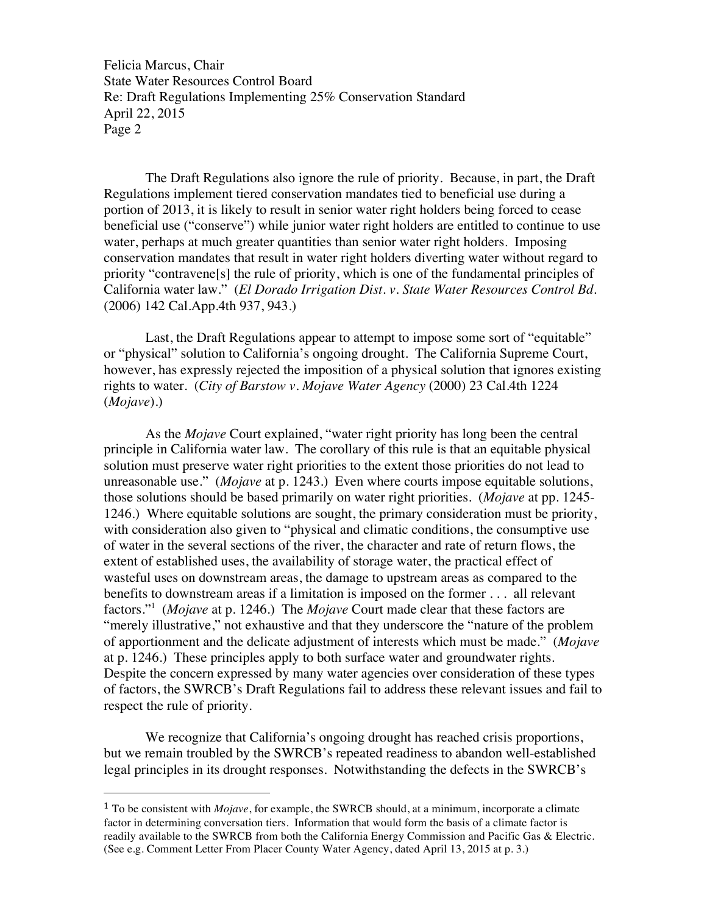The Draft Regulations also ignore the rule of priority. Because, in part, the Draft Regulations implement tiered conservation mandates tied to beneficial use during a portion of 2013, it is likely to result in senior water right holders being forced to cease beneficial use ("conserve") while junior water right holders are entitled to continue to use water, perhaps at much greater quantities than senior water right holders. Imposing conservation mandates that result in water right holders diverting water without regard to priority "contravene[s] the rule of priority, which is one of the fundamental principles of California water law." (*El Dorado Irrigation Dist. v. State Water Resources Control Bd.* (2006) 142 Cal.App.4th 937, 943.)

Last, the Draft Regulations appear to attempt to impose some sort of "equitable" or "physical" solution to California's ongoing drought. The California Supreme Court, however, has expressly rejected the imposition of a physical solution that ignores existing rights to water. (*City of Barstow v. Mojave Water Agency* (2000) 23 Cal.4th 1224 (*Mojave*).)

As the *Mojave* Court explained, "water right priority has long been the central principle in California water law. The corollary of this rule is that an equitable physical solution must preserve water right priorities to the extent those priorities do not lead to unreasonable use." (*Mojave* at p. 1243.) Even where courts impose equitable solutions, those solutions should be based primarily on water right priorities. (*Mojave* at pp. 1245-1246.) Where equitable solutions are sought, the primary consideration must be priority, with consideration also given to "physical and climatic conditions, the consumptive use of water in the several sections of the river, the character and rate of return flows, the extent of established uses, the availability of storage water, the practical effect of wasteful uses on downstream areas, the damage to upstream areas as compared to the benefits to downstream areas if a limitation is imposed on the former . . . all relevant factors."[1] (*Mojave* at p. 1246.) The *Mojave* Court made clear that these factors are "merely illustrative," not exhaustive and that they underscore the "nature of the problem of apportionment and the delicate adjustment of interests which must be made." (*Mojave* at p. 1246.) These principles apply to both surface water and groundwater rights. Despite the concern expressed by many water agencies over consideration of these types of factors, the SWRCB's Draft Regulations fail to address these relevant issues and fail to respect the rule of priority.

We recognize that California's ongoing drought has reached crisis proportions, but we remain troubled by the SWRCB's repeated readiness to abandon well-established legal principles in its drought responses. Notwithstanding the defects in the SWRCB's

---

[1] To be consistent with *Mojave*, for example, the SWRCB should, at a minimum, incorporate a climate factor in determining conversation tiers. Information that would form the basis of a climate factor is readily available to the SWRCB from both the California Energy Commission and Pacific Gas & Electric. (See e.g. Comment Letter From Placer County Water Agency, dated April 13, 2015 at p. 3.)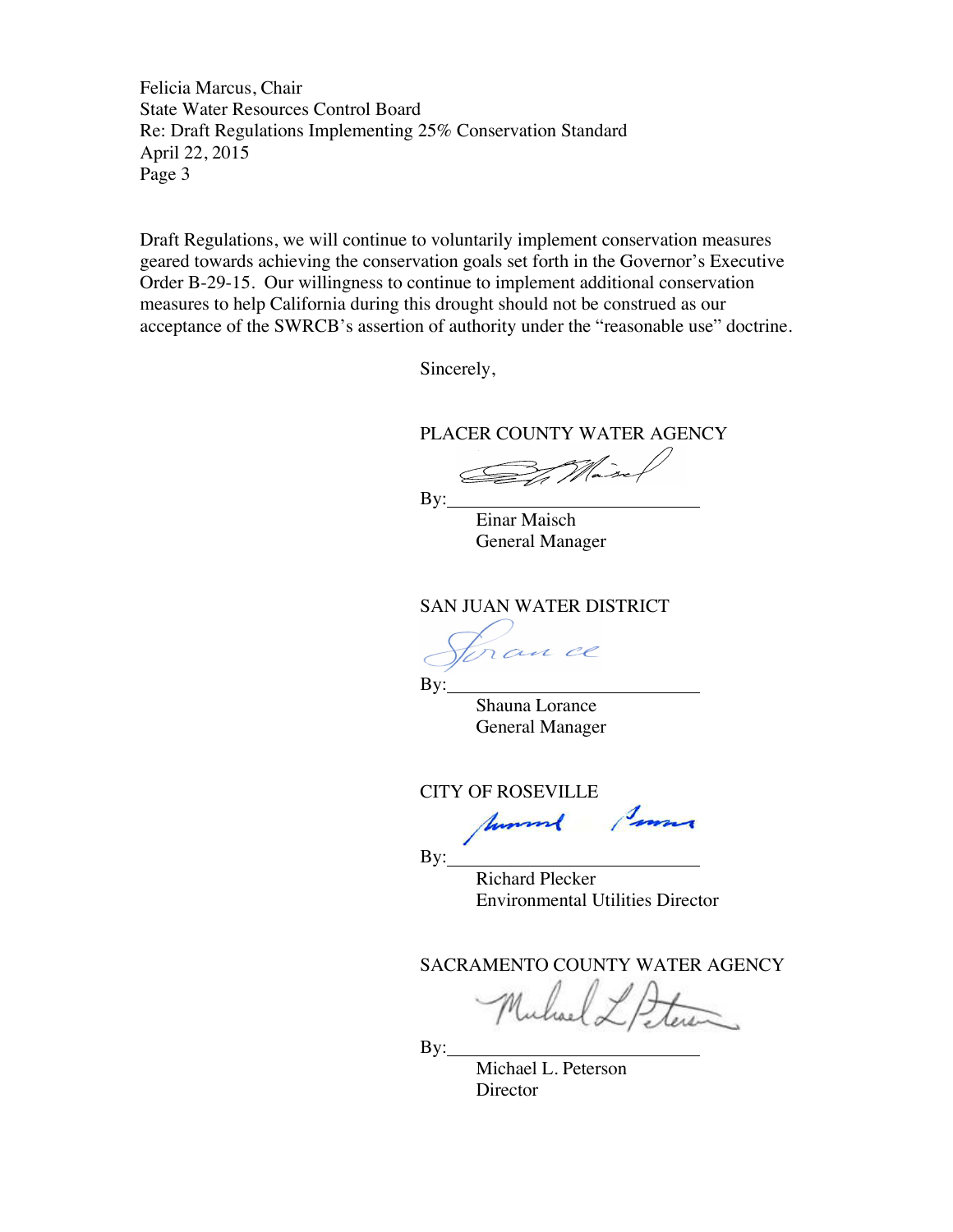Draft Regulations, we will continue to voluntarily implement conservation measures geared towards achieving the conservation goals set forth in the Governor's Executive Order B-29-15. Our willingness to continue to implement additional conservation measures to help California during this drought should not be construed as our acceptance of the SWRCB's assertion of authority under the "reasonable use" doctrine.

Sincerely,

PLACER COUNTY WATER AGENCY

By:\_\_\_\_\_\_\_\_\_\_\_\_\_\_\_\_\_\_\_\_\_\_\_\_\_\_

Einar Maisch
General Manager

SAN JUAN WATER DISTRICT

By:\_\_\_\_\_\_\_\_\_\_\_\_\_\_\_\_\_\_\_\_\_\_\_\_\_\_

Shauna Lorance
General Manager

CITY OF ROSEVILLE

By:\_\_\_\_\_\_\_\_\_\_\_\_\_\_\_\_\_\_\_\_\_\_\_\_\_\_

Richard Plecker
Environmental Utilities Director

SACRAMENTO COUNTY WATER AGENCY

By:\_\_\_\_\_\_\_\_\_\_\_\_\_\_\_\_\_\_\_\_\_\_\_\_\_\_

Michael L. Peterson
Director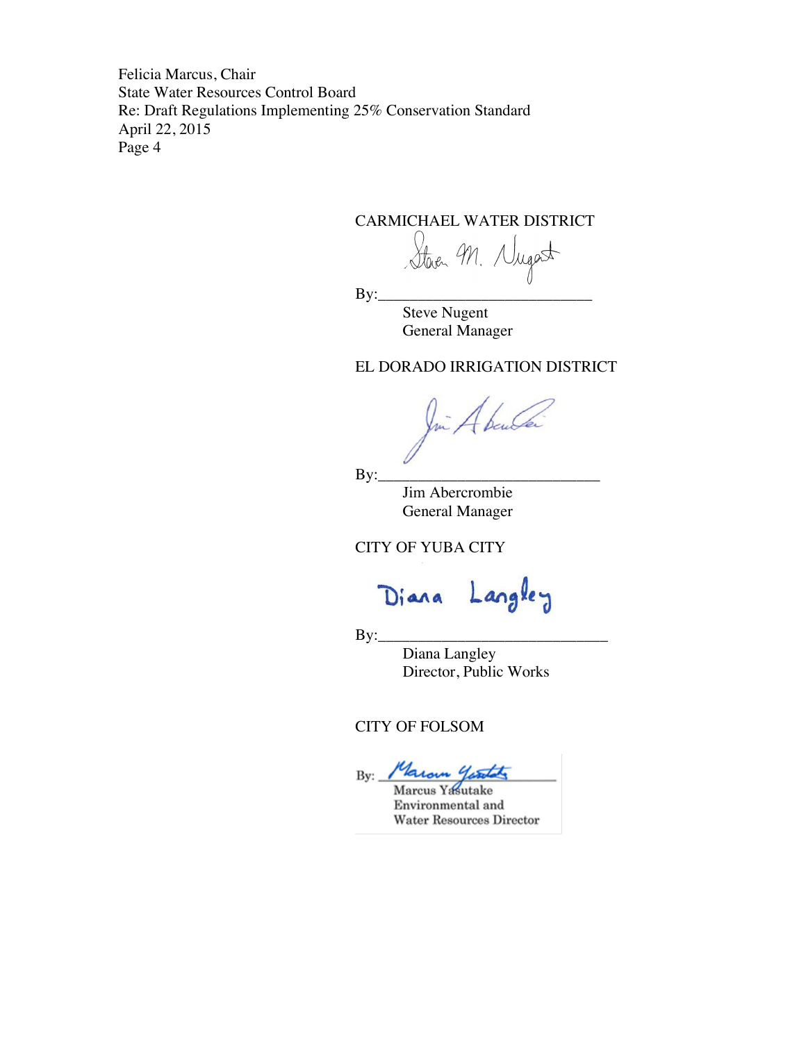CARMICHAEL WATER DISTRICT

By:\_\_\_\_\_\_\_\_\_\_\_\_\_\_\_\_\_\_\_\_\_\_\_\_\_\_\_\_

Steve Nugent
General Manager

EL DORADO IRRIGATION DISTRICT

By:\_\_\_\_\_\_\_\_\_\_\_\_\_\_\_\_\_\_\_\_\_\_\_\_\_\_\_\_

Jim Abercrombie
General Manager

CITY OF YUBA CITY

By:\_\_\_\_\_\_\_\_\_\_\_\_\_\_\_\_\_\_\_\_\_\_\_\_\_\_\_\_

Diana Langley
Director, Public Works

CITY OF FOLSOM

By:\_\_\_\_\_\_\_\_\_\_\_\_\_\_\_\_\_\_\_\_\_\_\_\_\_\_\_\_

Marcus Yasutake
Environmental and
Water Resources Director